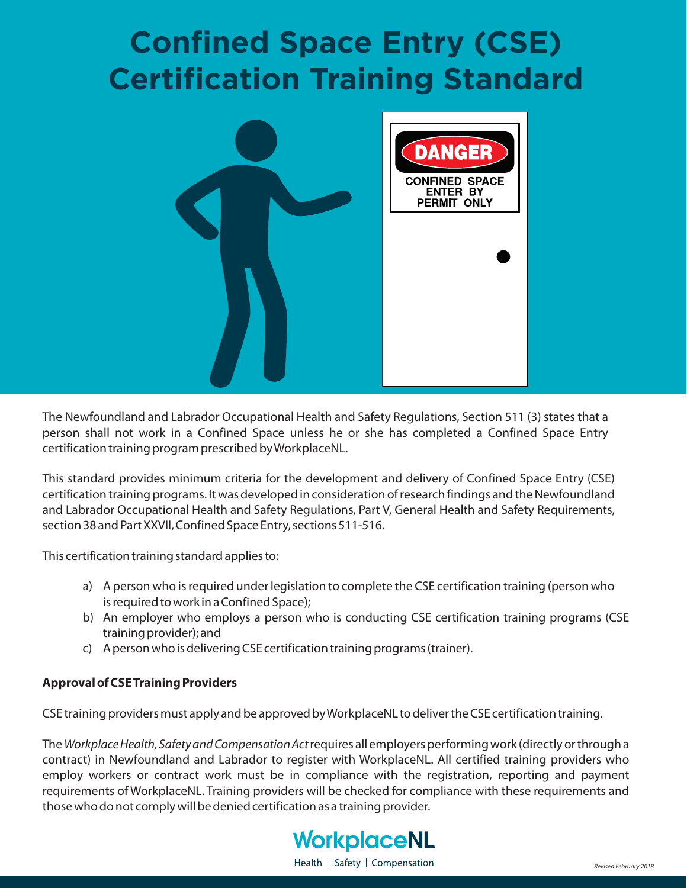# Confined Space Entry (CSE) Certification Training Standard

The Newfoundland and Labrador Occupational Health and Safety Regulations, Section 511 (3) states that a person shall not work in a Confined Space unless he or she has completed a Confined Space Entry certification training program prescribed by WorkplaceNL.

This standard provides minimum criteria for the development and delivery of Confined Space Entry (CSE) certification training programs. It was developed in consideration of research findings and the Newfoundland and Labrador Occupational Health and Safety Regulations, Part V, General Health and Safety Requirements, section 38 and Part XXVII, Confined Space Entry, sections 511-516.

This certification training standard applies to:

a) A person who is required under legislation to complete the CSE certification training (person who is required to work in a Confined Space);
b) An employer who employs a person who is conducting CSE certification training programs (CSE training provider); and
c) A person who is delivering CSE certification training programs (trainer).

**Approval of CSE Training Providers**

CSE training providers must apply and be approved by WorkplaceNL to deliver the CSE certification training.

The *Workplace Health, Safety and Compensation Act* requires all employers performing work (directly or through a contract) in Newfoundland and Labrador to register with WorkplaceNL. All certified training providers who employ workers or contract work must be in compliance with the registration, reporting and payment requirements of WorkplaceNL. Training providers will be checked for compliance with these requirements and those who do not comply will be denied certification as a training provider.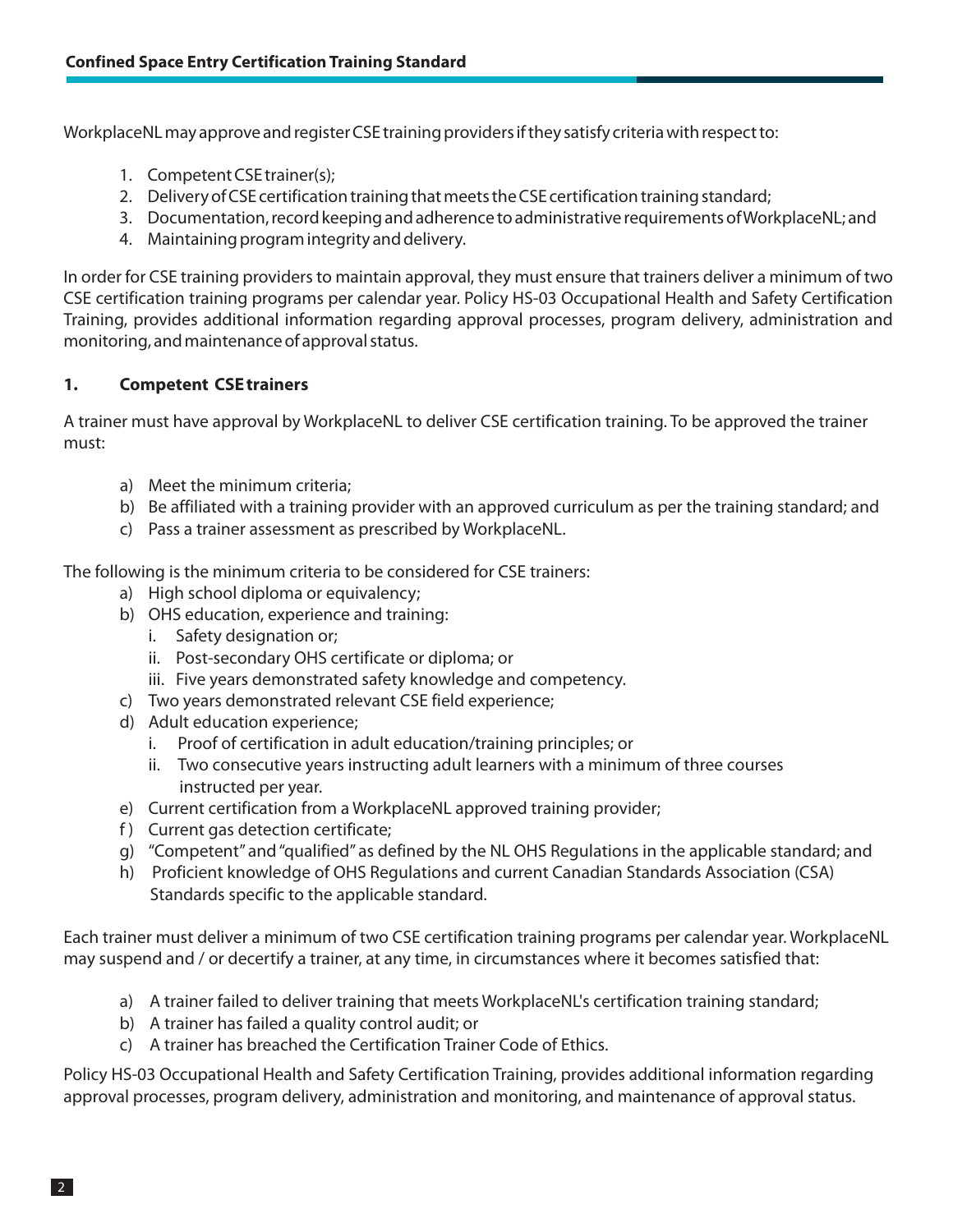WorkplaceNL may approve and register CSE training providers if they satisfy criteria with respect to:

1. Competent CSE trainer(s);
2. Delivery of CSE certification training that meets the CSE certification training standard;
3. Documentation, record keeping and adherence to administrative requirements of WorkplaceNL; and
4. Maintaining program integrity and delivery.

In order for CSE training providers to maintain approval, they must ensure that trainers deliver a minimum of two CSE certification training programs per calendar year. Policy HS-03 Occupational Health and Safety Certification Training, provides additional information regarding approval processes, program delivery, administration and monitoring, and maintenance of approval status.

### 1. Competent CSE trainers

A trainer must have approval by WorkplaceNL to deliver CSE certification training. To be approved the trainer must:

a) Meet the minimum criteria;
b) Be affiliated with a training provider with an approved curriculum as per the training standard; and
c) Pass a trainer assessment as prescribed by WorkplaceNL.

The following is the minimum criteria to be considered for CSE trainers:

a) High school diploma or equivalency;
b) OHS education, experience and training:
   i. Safety designation or;
   ii. Post-secondary OHS certificate or diploma; or
   iii. Five years demonstrated safety knowledge and competency.
c) Two years demonstrated relevant CSE field experience;
d) Adult education experience;
   i. Proof of certification in adult education/training principles; or
   ii. Two consecutive years instructing adult learners with a minimum of three courses instructed per year.
e) Current certification from a WorkplaceNL approved training provider;
f) Current gas detection certificate;
g) "Competent" and "qualified" as defined by the NL OHS Regulations in the applicable standard; and
h) Proficient knowledge of OHS Regulations and current Canadian Standards Association (CSA) Standards specific to the applicable standard.

Each trainer must deliver a minimum of two CSE certification training programs per calendar year. WorkplaceNL may suspend and / or decertify a trainer, at any time, in circumstances where it becomes satisfied that:

a) A trainer failed to deliver training that meets WorkplaceNL's certification training standard;
b) A trainer has failed a quality control audit; or
c) A trainer has breached the Certification Trainer Code of Ethics.

Policy HS-03 Occupational Health and Safety Certification Training, provides additional information regarding approval processes, program delivery, administration and monitoring, and maintenance of approval status.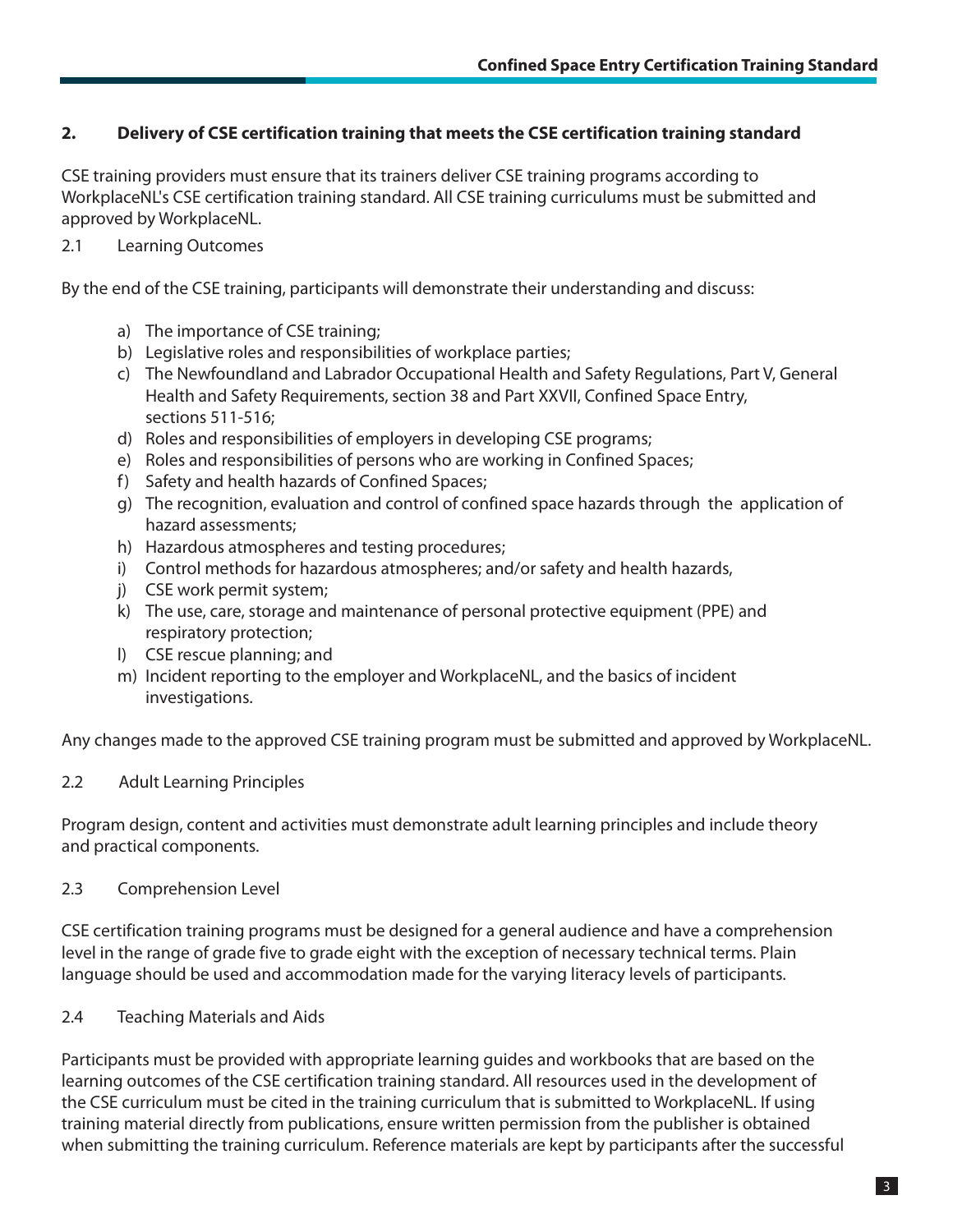## 2. Delivery of CSE certification training that meets the CSE certification training standard

CSE training providers must ensure that its trainers deliver CSE training programs according to WorkplaceNL's CSE certification training standard. All CSE training curriculums must be submitted and approved by WorkplaceNL.

### 2.1 Learning Outcomes

By the end of the CSE training, participants will demonstrate their understanding and discuss:

a) The importance of CSE training;
b) Legislative roles and responsibilities of workplace parties;
c) The Newfoundland and Labrador Occupational Health and Safety Regulations, Part V, General Health and Safety Requirements, section 38 and Part XXVII, Confined Space Entry, sections 511-516;
d) Roles and responsibilities of employers in developing CSE programs;
e) Roles and responsibilities of persons who are working in Confined Spaces;
f) Safety and health hazards of Confined Spaces;
g) The recognition, evaluation and control of confined space hazards through the application of hazard assessments;
h) Hazardous atmospheres and testing procedures;
i) Control methods for hazardous atmospheres; and/or safety and health hazards,
j) CSE work permit system;
k) The use, care, storage and maintenance of personal protective equipment (PPE) and respiratory protection;
l) CSE rescue planning; and
m) Incident reporting to the employer and WorkplaceNL, and the basics of incident investigations.

Any changes made to the approved CSE training program must be submitted and approved by WorkplaceNL.

### 2.2 Adult Learning Principles

Program design, content and activities must demonstrate adult learning principles and include theory and practical components.

### 2.3 Comprehension Level

CSE certification training programs must be designed for a general audience and have a comprehension level in the range of grade five to grade eight with the exception of necessary technical terms. Plain language should be used and accommodation made for the varying literacy levels of participants.

### 2.4 Teaching Materials and Aids

Participants must be provided with appropriate learning guides and workbooks that are based on the learning outcomes of the CSE certification training standard. All resources used in the development of the CSE curriculum must be cited in the training curriculum that is submitted to WorkplaceNL. If using training material directly from publications, ensure written permission from the publisher is obtained when submitting the training curriculum. Reference materials are kept by participants after the successful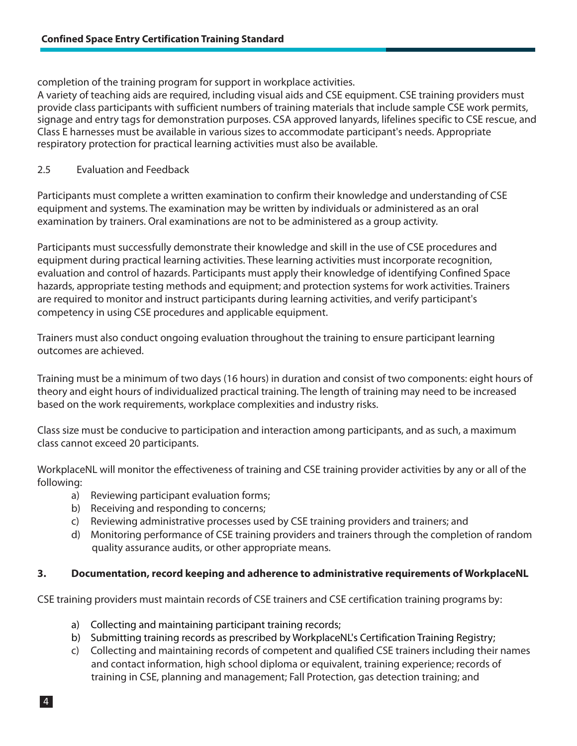completion of the training program for support in workplace activities.

A variety of teaching aids are required, including visual aids and CSE equipment. CSE training providers must provide class participants with sufficient numbers of training materials that include sample CSE work permits, signage and entry tags for demonstration purposes. CSA approved lanyards, lifelines specific to CSE rescue, and Class E harnesses must be available in various sizes to accommodate participant's needs. Appropriate respiratory protection for practical learning activities must also be available.

### 2.5 Evaluation and Feedback

Participants must complete a written examination to confirm their knowledge and understanding of CSE equipment and systems. The examination may be written by individuals or administered as an oral examination by trainers. Oral examinations are not to be administered as a group activity.

Participants must successfully demonstrate their knowledge and skill in the use of CSE procedures and equipment during practical learning activities. These learning activities must incorporate recognition, evaluation and control of hazards. Participants must apply their knowledge of identifying Confined Space hazards, appropriate testing methods and equipment; and protection systems for work activities. Trainers are required to monitor and instruct participants during learning activities, and verify participant's competency in using CSE procedures and applicable equipment.

Trainers must also conduct ongoing evaluation throughout the training to ensure participant learning outcomes are achieved.

Training must be a minimum of two days (16 hours) in duration and consist of two components: eight hours of theory and eight hours of individualized practical training. The length of training may need to be increased based on the work requirements, workplace complexities and industry risks.

Class size must be conducive to participation and interaction among participants, and as such, a maximum class cannot exceed 20 participants.

WorkplaceNL will monitor the effectiveness of training and CSE training provider activities by any or all of the following:

a) Reviewing participant evaluation forms;
b) Receiving and responding to concerns;
c) Reviewing administrative processes used by CSE training providers and trainers; and
d) Monitoring performance of CSE training providers and trainers through the completion of random quality assurance audits, or other appropriate means.

## 3. Documentation, record keeping and adherence to administrative requirements of WorkplaceNL

CSE training providers must maintain records of CSE trainers and CSE certification training programs by:

a) Collecting and maintaining participant training records;
b) Submitting training records as prescribed by WorkplaceNL's Certification Training Registry;
c) Collecting and maintaining records of competent and qualified CSE trainers including their names and contact information, high school diploma or equivalent, training experience; records of training in CSE, planning and management; Fall Protection, gas detection training; and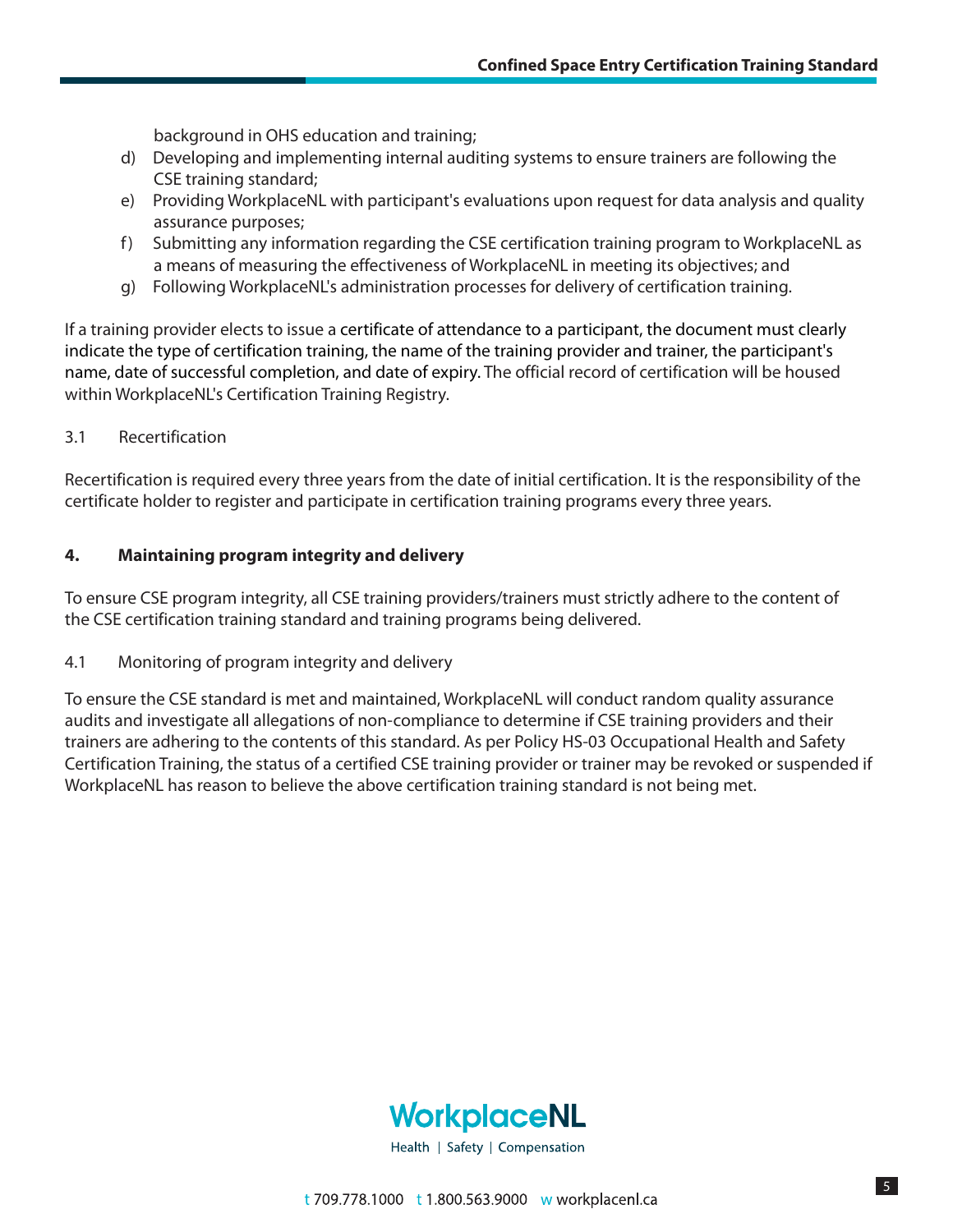background in OHS education and training;

d) Developing and implementing internal auditing systems to ensure trainers are following the CSE training standard;
e) Providing WorkplaceNL with participant's evaluations upon request for data analysis and quality assurance purposes;
f) Submitting any information regarding the CSE certification training program to WorkplaceNL as a means of measuring the effectiveness of WorkplaceNL in meeting its objectives; and
g) Following WorkplaceNL's administration processes for delivery of certification training.

If a training provider elects to issue a certificate of attendance to a participant, the document must clearly indicate the type of certification training, the name of the training provider and trainer, the participant's name, date of successful completion, and date of expiry. The official record of certification will be housed within WorkplaceNL's Certification Training Registry.

### 3.1 Recertification

Recertification is required every three years from the date of initial certification. It is the responsibility of the certificate holder to register and participate in certification training programs every three years.

## 4. Maintaining program integrity and delivery

To ensure CSE program integrity, all CSE training providers/trainers must strictly adhere to the content of the CSE certification training standard and training programs being delivered.

### 4.1 Monitoring of program integrity and delivery

To ensure the CSE standard is met and maintained, WorkplaceNL will conduct random quality assurance audits and investigate all allegations of non-compliance to determine if CSE training providers and their trainers are adhering to the contents of this standard. As per Policy HS-03 Occupational Health and Safety Certification Training, the status of a certified CSE training provider or trainer may be revoked or suspended if WorkplaceNL has reason to believe the above certification training standard is not being met.